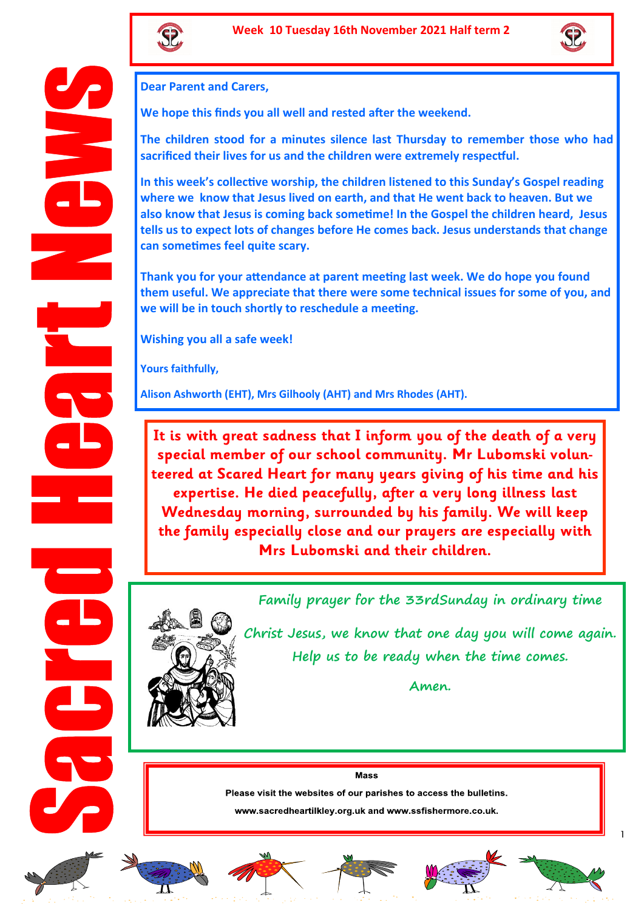# Sacred Heart News

**Week 10 Tuesday 16th November 2021 Half term 2**

**Dear Parent and Carers,**

**We hope this finds you all well and rested after the weekend.**

**The children stood for a minutes silence last Thursday to remember those who had sacrificed their lives for us and the children were extremely respectful.**

**In this week's collective worship, the children listened to this Sunday's Gospel reading where we know that Jesus lived on earth, and that He went back to heaven. But we also know that Jesus is coming back sometime! In the Gospel the children heard, Jesus tells us to expect lots of changes before He comes back. Jesus understands that change can sometimes feel quite scary.**

**Thank you for your attendance at parent meeting last week. We do hope you found them useful. We appreciate that there were some technical issues for some of you, and we will be in touch shortly to reschedule a meeting.**

**Wishing you all a safe week!**

**Yours faithfully,**

**Alison Ashworth (EHT), Mrs Gilhooly (AHT) and Mrs Rhodes (AHT).**

**It is with great sadness that I inform you of the death of a very special member of our school community. Mr Lubomski volunteered at Scared Heart for many years giving of his time and his expertise. He died peacefully, after a very long illness last Wednesday morning, surrounded by his family. We will keep the family especially close and our prayers are especially with Mrs Lubomski and their children.**

*Family prayer for the 33rdSunday in ordinary time*

*Christ Jesus, we know that one day you will come again.*
*Help us to be ready when the time comes.*

*Amen.*

**Mass**

**Please visit the websites of our parishes to access the bulletins.**

**www.sacredheartilkley.org.uk and www.ssfishermore.co.uk.**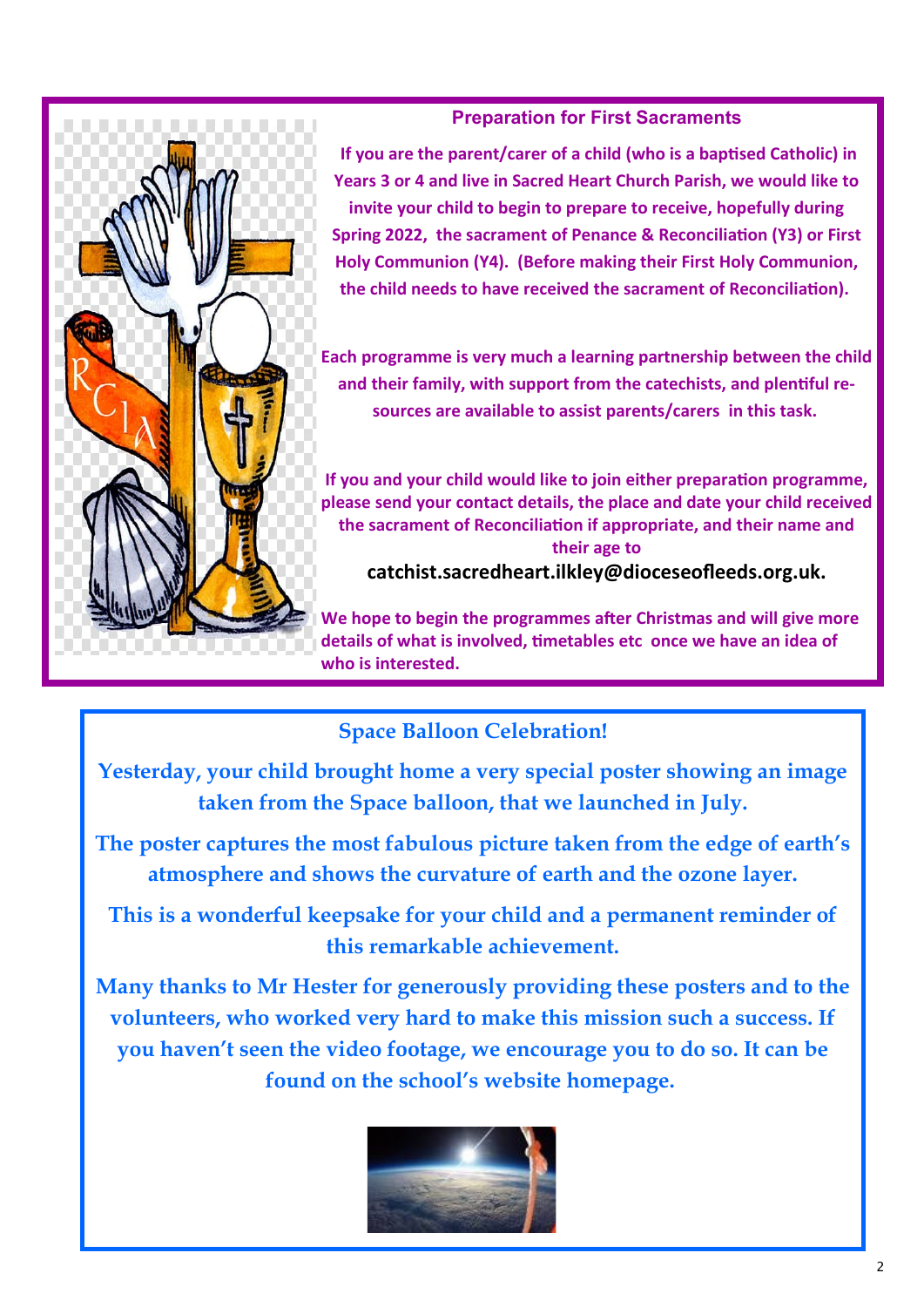## Preparation for First Sacraments

**If you are the parent/carer of a child (who is a baptised Catholic) in Years 3 or 4 and live in Sacred Heart Church Parish, we would like to invite your child to begin to prepare to receive, hopefully during Spring 2022, the sacrament of Penance & Reconciliation (Y3) or First Holy Communion (Y4). (Before making their First Holy Communion, the child needs to have received the sacrament of Reconciliation).**

**Each programme is very much a learning partnership between the child and their family, with support from the catechists, and plentiful resources are available to assist parents/carers in this task.**

**If you and your child would like to join either preparation programme, please send your contact details, the place and date your child received the sacrament of Reconciliation if appropriate, and their name and their age to**

**catchist.sacredheart.ilkley@dioceseofleeds.org.uk.**

**We hope to begin the programmes after Christmas and will give more details of what is involved, timetables etc once we have an idea of who is interested.**

## Space Balloon Celebration!

**Yesterday, your child brought home a very special poster showing an image taken from the Space balloon, that we launched in July.**

**The poster captures the most fabulous picture taken from the edge of earth's atmosphere and shows the curvature of earth and the ozone layer.**

**This is a wonderful keepsake for your child and a permanent reminder of this remarkable achievement.**

**Many thanks to Mr Hester for generously providing these posters and to the volunteers, who worked very hard to make this mission such a success. If you haven't seen the video footage, we encourage you to do so. It can be found on the school's website homepage.**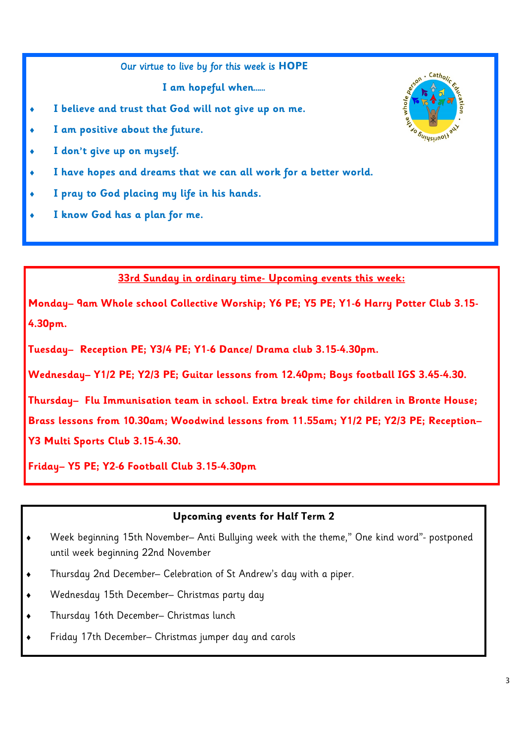*Our virtue to live by for this week is* **HOPE**

**I am hopeful when……**

- **I believe and trust that God will not give up on me.**
- **I am positive about the future.**
- **I don't give up on myself.**
- **I have hopes and dreams that we can all work for a better world.**
- **I pray to God placing my life in his hands.**
- **I know God has a plan for me.**

**33rd Sunday in ordinary time- Upcoming events this week:**

**Monday– 9am Whole school Collective Worship; Y6 PE; Y5 PE; Y1-6 Harry Potter Club 3.15-4.30pm.**

**Tuesday– Reception PE; Y3/4 PE; Y1-6 Dance/ Drama club 3.15-4.30pm.**

**Wednesday– Y1/2 PE; Y2/3 PE; Guitar lessons from 12.40pm; Boys football IGS 3.45-4.30.**

**Thursday– Flu Immunisation team in school. Extra break time for children in Bronte House; Brass lessons from 10.30am; Woodwind lessons from 11.55am; Y1/2 PE; Y2/3 PE; Reception– Y3 Multi Sports Club 3.15-4.30.**

**Friday– Y5 PE; Y2-6 Football Club 3.15-4.30pm**

**Upcoming events for Half Term 2**

- Week beginning 15th November– Anti Bullying week with the theme," One kind word"- postponed until week beginning 22nd November
- Thursday 2nd December– Celebration of St Andrew's day with a piper.
- Wednesday 15th December– Christmas party day
- Thursday 16th December– Christmas lunch
- Friday 17th December– Christmas jumper day and carols